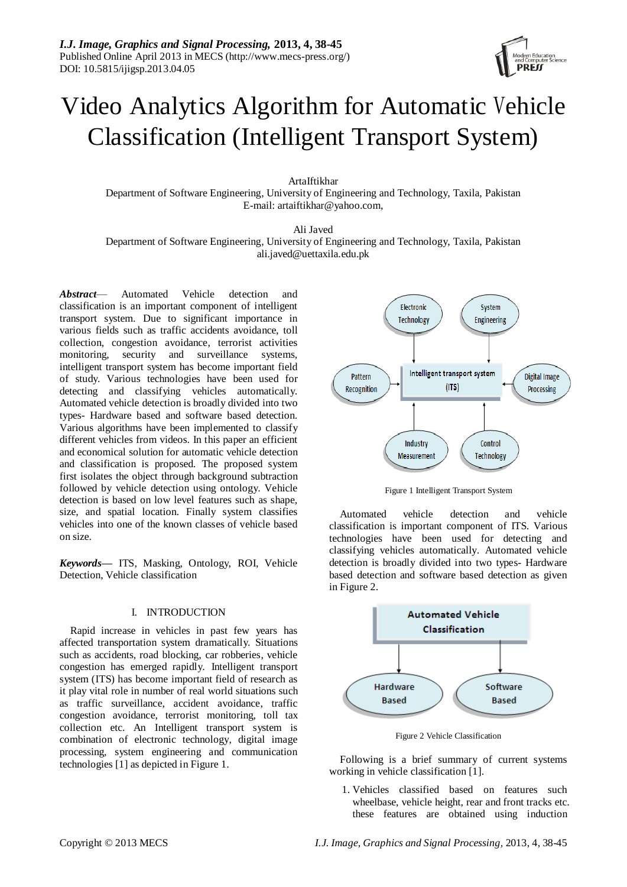# Video Analytics Algorithm for Automatic Vehicle Classification (Intelligent Transport System)

ArtaIftikhar
Department of Software Engineering, University of Engineering and Technology, Taxila, Pakistan
E-mail: artaiftikhar@yahoo.com,

Ali Javed
Department of Software Engineering, University of Engineering and Technology, Taxila, Pakistan
ali.javed@uettaxila.edu.pk

***Abstract***— Automated Vehicle detection and classification is an important component of intelligent transport system. Due to significant importance in various fields such as traffic accidents avoidance, toll collection, congestion avoidance, terrorist activities monitoring, security and surveillance systems, intelligent transport system has become important field of study. Various technologies have been used for detecting and classifying vehicles automatically. Automated vehicle detection is broadly divided into two types- Hardware based and software based detection. Various algorithms have been implemented to classify different vehicles from videos. In this paper an efficient and economical solution for automatic vehicle detection and classification is proposed. The proposed system first isolates the object through background subtraction followed by vehicle detection using ontology. Vehicle detection is based on low level features such as shape, size, and spatial location. Finally system classifies vehicles into one of the known classes of vehicle based on size.

***Keywords***— ITS, Masking, Ontology, ROI, Vehicle Detection, Vehicle classification

## I. INTRODUCTION

Rapid increase in vehicles in past few years has affected transportation system dramatically. Situations such as accidents, road blocking, car robberies, vehicle congestion has emerged rapidly. Intelligent transport system (ITS) has become important field of research as it play vital role in number of real world situations such as traffic surveillance, accident avoidance, traffic congestion avoidance, terrorist monitoring, toll tax collection etc. An Intelligent transport system is combination of electronic technology, digital image processing, system engineering and communication technologies [1] as depicted in Figure 1.

Figure 1 Intelligent Transport System

Automated vehicle detection and vehicle classification is important component of ITS. Various technologies have been used for detecting and classifying vehicles automatically. Automated vehicle detection is broadly divided into two types- Hardware based detection and software based detection as given in Figure 2.

Figure 2 Vehicle Classification

Following is a brief summary of current systems working in vehicle classification [1].

1. Vehicles classified based on features such wheelbase, vehicle height, rear and front tracks etc. these features are obtained using induction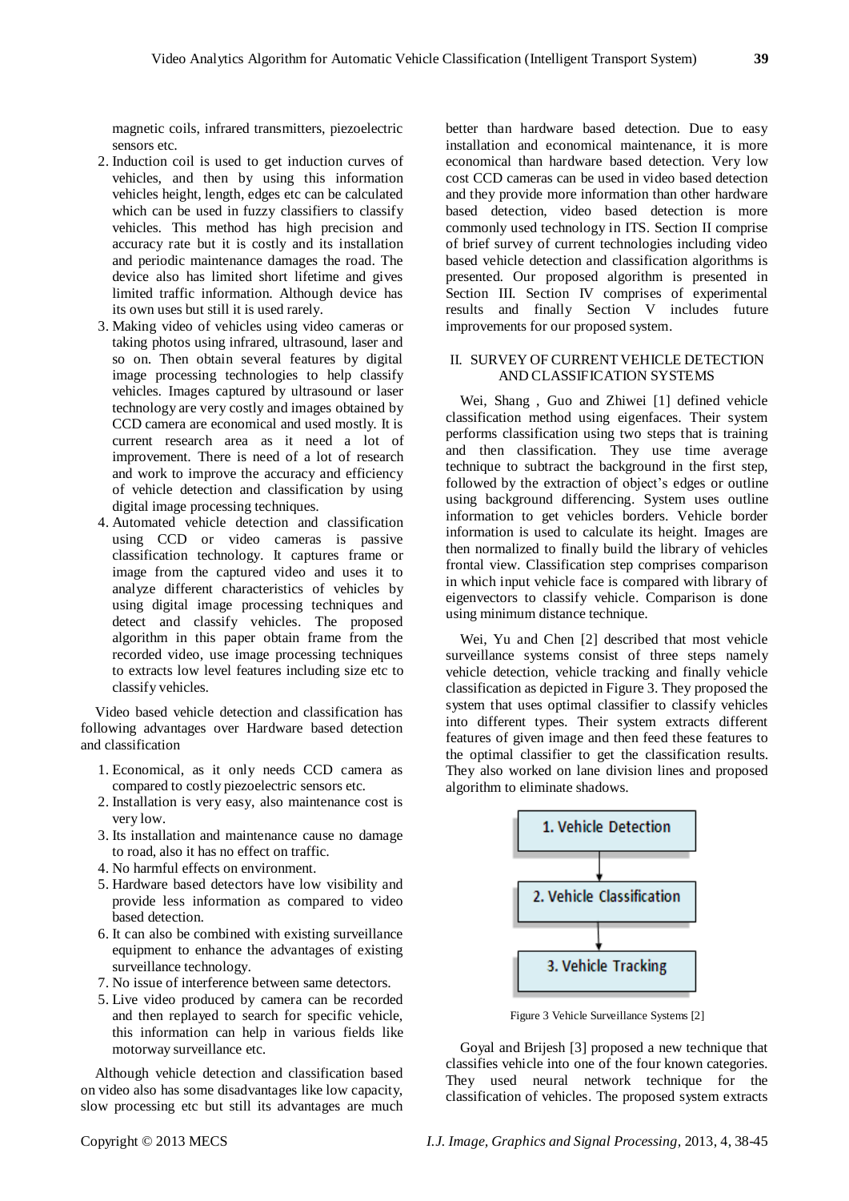magnetic coils, infrared transmitters, piezoelectric sensors etc.

2. Induction coil is used to get induction curves of vehicles, and then by using this information vehicles height, length, edges etc can be calculated which can be used in fuzzy classifiers to classify vehicles. This method has high precision and accuracy rate but it is costly and its installation and periodic maintenance damages the road. The device also has limited short lifetime and gives limited traffic information. Although device has its own uses but still it is used rarely.
3. Making video of vehicles using video cameras or taking photos using infrared, ultrasound, laser and so on. Then obtain several features by digital image processing technologies to help classify vehicles. Images captured by ultrasound or laser technology are very costly and images obtained by CCD camera are economical and used mostly. It is current research area as it need a lot of improvement. There is need of a lot of research and work to improve the accuracy and efficiency of vehicle detection and classification by using digital image processing techniques.
4. Automated vehicle detection and classification using CCD or video cameras is passive classification technology. It captures frame or image from the captured video and uses it to analyze different characteristics of vehicles by using digital image processing techniques and detect and classify vehicles. The proposed algorithm in this paper obtain frame from the recorded video, use image processing techniques to extracts low level features including size etc to classify vehicles.

Video based vehicle detection and classification has following advantages over Hardware based detection and classification

1. Economical, as it only needs CCD camera as compared to costly piezoelectric sensors etc.
2. Installation is very easy, also maintenance cost is very low.
3. Its installation and maintenance cause no damage to road, also it has no effect on traffic.
4. No harmful effects on environment.
5. Hardware based detectors have low visibility and provide less information as compared to video based detection.
6. It can also be combined with existing surveillance equipment to enhance the advantages of existing surveillance technology.
7. No issue of interference between same detectors.
5. Live video produced by camera can be recorded and then replayed to search for specific vehicle, this information can help in various fields like motorway surveillance etc.

Although vehicle detection and classification based on video also has some disadvantages like low capacity, slow processing etc but still its advantages are much better than hardware based detection. Due to easy installation and economical maintenance, it is more economical than hardware based detection. Very low cost CCD cameras can be used in video based detection and they provide more information than other hardware based detection, video based detection is more commonly used technology in ITS. Section II comprise of brief survey of current technologies including video based vehicle detection and classification algorithms is presented. Our proposed algorithm is presented in Section III. Section IV comprises of experimental results and finally Section V includes future improvements for our proposed system.

## II. SURVEY OF CURRENT VEHICLE DETECTION AND CLASSIFICATION SYSTEMS

Wei, Shang , Guo and Zhiwei [1] defined vehicle classification method using eigenfaces. Their system performs classification using two steps that is training and then classification. They use time average technique to subtract the background in the first step, followed by the extraction of object's edges or outline using background differencing. System uses outline information to get vehicles borders. Vehicle border information is used to calculate its height. Images are then normalized to finally build the library of vehicles frontal view. Classification step comprises comparison in which input vehicle face is compared with library of eigenvectors to classify vehicle. Comparison is done using minimum distance technique.

Wei, Yu and Chen [2] described that most vehicle surveillance systems consist of three steps namely vehicle detection, vehicle tracking and finally vehicle classification as depicted in Figure 3. They proposed the system that uses optimal classifier to classify vehicles into different types. Their system extracts different features of given image and then feed these features to the optimal classifier to get the classification results. They also worked on lane division lines and proposed algorithm to eliminate shadows.

1. Vehicle Detection → 2. Vehicle Classification → 3. Vehicle Tracking

Figure 3 Vehicle Surveillance Systems [2]

Goyal and Brijesh [3] proposed a new technique that classifies vehicle into one of the four known categories. They used neural network technique for the classification of vehicles. The proposed system extracts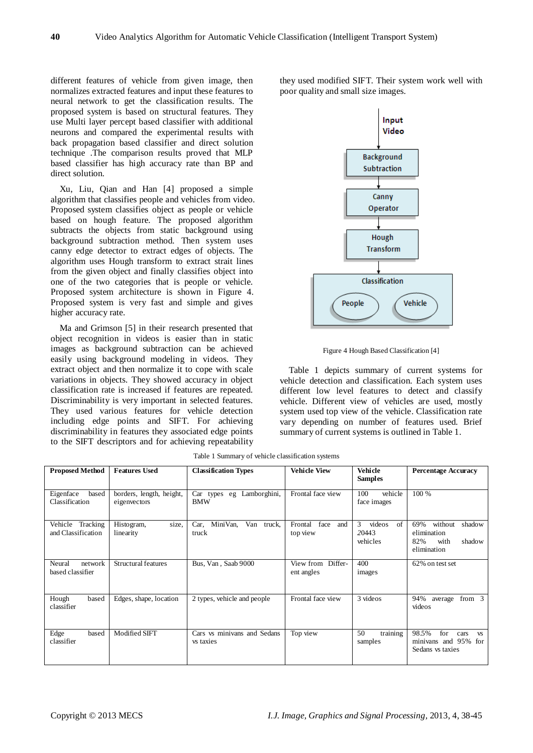different features of vehicle from given image, then normalizes extracted features and input these features to neural network to get the classification results. The proposed system is based on structural features. They use Multi layer percept based classifier with additional neurons and compared the experimental results with back propagation based classifier and direct solution technique .The comparison results proved that MLP based classifier has high accuracy rate than BP and direct solution.

Xu, Liu, Qian and Han [4] proposed a simple algorithm that classifies people and vehicles from video. Proposed system classifies object as people or vehicle based on hough feature. The proposed algorithm subtracts the objects from static background using background subtraction method. Then system uses canny edge detector to extract edges of objects. The algorithm uses Hough transform to extract strait lines from the given object and finally classifies object into one of the two categories that is people or vehicle. Proposed system architecture is shown in Figure 4. Proposed system is very fast and simple and gives higher accuracy rate.

Ma and Grimson [5] in their research presented that object recognition in videos is easier than in static images as background subtraction can be achieved easily using background modeling in videos. They extract object and then normalize it to cope with scale variations in objects. They showed accuracy in object classification rate is increased if features are repeated. Discriminability is very important in selected features. They used various features for vehicle detection including edge points and SIFT. For achieving discriminability in features they associated edge points to the SIFT descriptors and for achieving repeatability they used modified SIFT. Their system work well with poor quality and small size images.

Figure 4 Hough Based Classification [4]

Table 1 depicts summary of current systems for vehicle detection and classification. Each system uses different low level features to detect and classify vehicle. Different view of vehicles are used, mostly system used top view of the vehicle. Classification rate vary depending on number of features used. Brief summary of current systems is outlined in Table 1.

Table 1 Summary of vehicle classification systems

| Proposed Method | Features Used | Classification Types | Vehicle View | Vehicle Samples | Percentage Accuracy |
|---|---|---|---|---|---|
| Eigenface based Classification | borders, length, height, eigenvectors | Car types eg Lamborghini, BMW | Frontal face view | 100 vehicle face images | 100 % |
| Vehicle Tracking and Classification | Histogram, size, linearity | Car, MiniVan, Van truck, truck | Frontal face and top view | 3 videos of 20443 vehicles | 69% without shadow elimination 82% with shadow elimination |
| Neural network based classifier | Structural features | Bus, Van , Saab 9000 | View from Different angles | 400 images | 62% on test set |
| Hough based classifier | Edges, shape, location | 2 types, vehicle and people | Frontal face view | 3 videos | 94% average from 3 videos |
| Edge based classifier | Modified SIFT | Cars vs minivans and Sedans vs taxies | Top view | 50 training samples | 98.5% for cars vs minivans and 95% for Sedans vs taxies |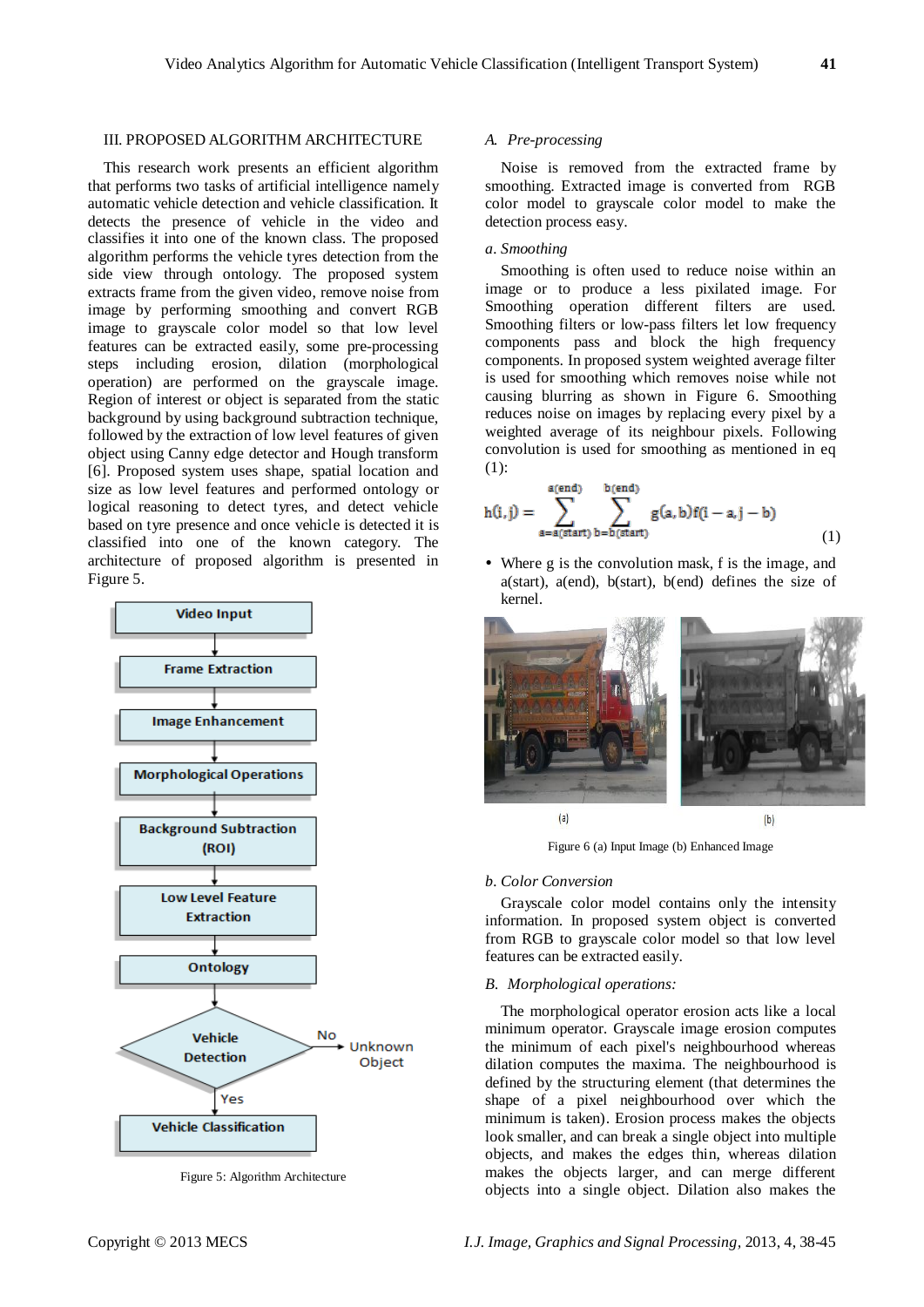## III. PROPOSED ALGORITHM ARCHITECTURE

This research work presents an efficient algorithm that performs two tasks of artificial intelligence namely automatic vehicle detection and vehicle classification. It detects the presence of vehicle in the video and classifies it into one of the known class. The proposed algorithm performs the vehicle tyres detection from the side view through ontology. The proposed system extracts frame from the given video, remove noise from image by performing smoothing and convert RGB image to grayscale color model so that low level features can be extracted easily, some pre-processing steps including erosion, dilation (morphological operation) are performed on the grayscale image. Region of interest or object is separated from the static background by using background subtraction technique, followed by the extraction of low level features of given object using Canny edge detector and Hough transform [6]. Proposed system uses shape, spatial location and size as low level features and performed ontology or logical reasoning to detect tyres, and detect vehicle based on tyre presence and once vehicle is detected it is classified into one of the known category. The architecture of proposed algorithm is presented in Figure 5.

Figure 5: Algorithm Architecture

### *A. Pre-processing*

Noise is removed from the extracted frame by smoothing. Extracted image is converted from RGB color model to grayscale color model to make the detection process easy.

#### *a. Smoothing*

Smoothing is often used to reduce noise within an image or to produce a less pixilated image. For Smoothing operation different filters are used. Smoothing filters or low-pass filters let low frequency components pass and block the high frequency components. In proposed system weighted average filter is used for smoothing which removes noise while not causing blurring as shown in Figure 6. Smoothing reduces noise on images by replacing every pixel by a weighted average of its neighbour pixels. Following convolution is used for smoothing as mentioned in eq (1):

$$h(i,j) = \sum_{a=a(start)}^{a(end)} \sum_{b=b(start)}^{b(end)} g(a,b) f(i-a, j-b) \tag{1}$$

- Where g is the convolution mask, f is the image, and a(start), a(end), b(start), b(end) defines the size of kernel.

Figure 6 (a) Input Image (b) Enhanced Image

#### *b. Color Conversion*

Grayscale color model contains only the intensity information. In proposed system object is converted from RGB to grayscale color model so that low level features can be extracted easily.

### *B. Morphological operations:*

The morphological operator erosion acts like a local minimum operator. Grayscale image erosion computes the minimum of each pixel's neighbourhood whereas dilation computes the maxima. The neighbourhood is defined by the structuring element (that determines the shape of a pixel neighbourhood over which the minimum is taken). Erosion process makes the objects look smaller, and can break a single object into multiple objects, and makes the edges thin, whereas dilation makes the objects larger, and can merge different objects into a single object. Dilation also makes the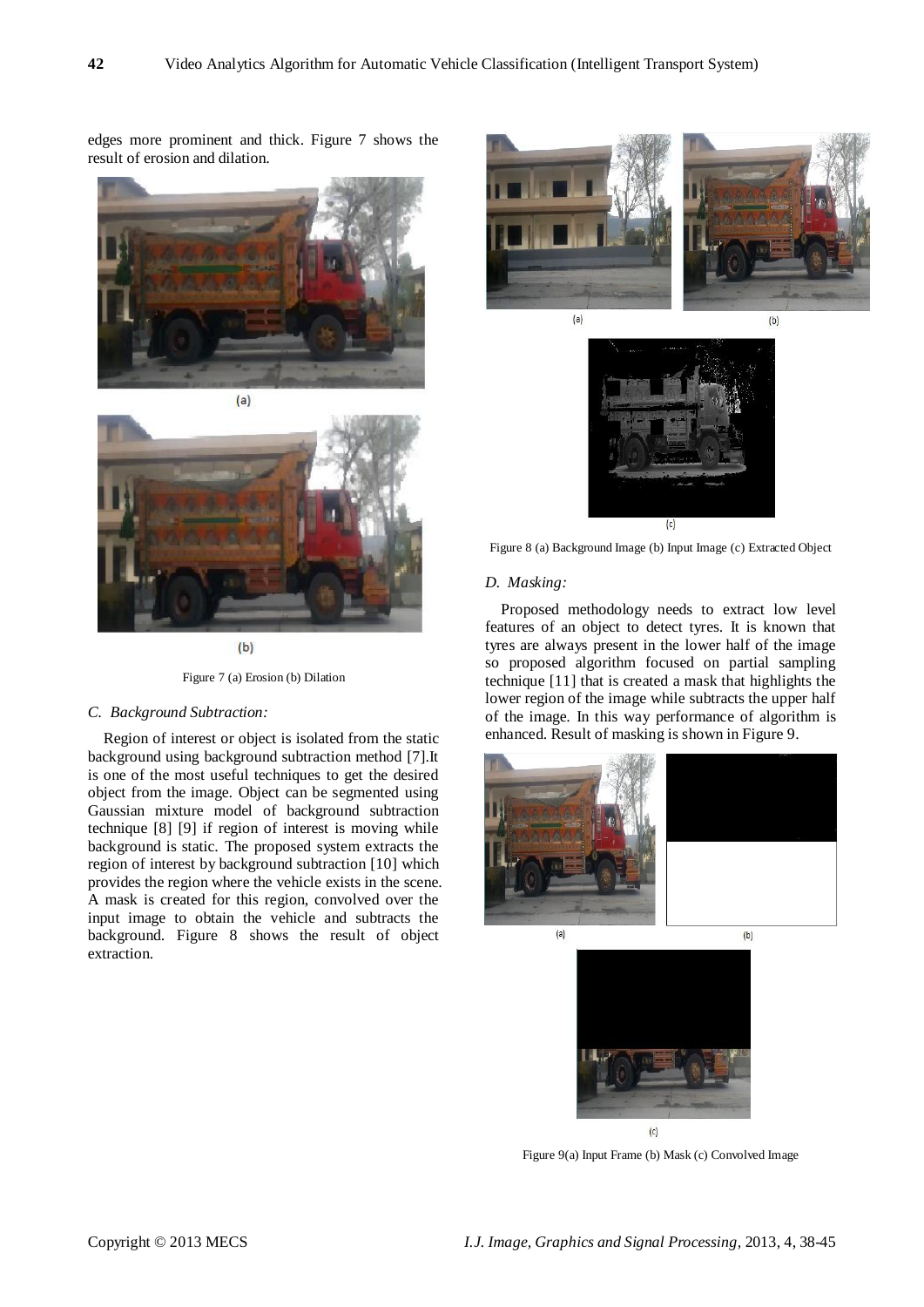edges more prominent and thick. Figure 7 shows the result of erosion and dilation.

Figure 7 (a) Erosion (b) Dilation

### C. Background Subtraction:

Region of interest or object is isolated from the static background using background subtraction method [7].It is one of the most useful techniques to get the desired object from the image. Object can be segmented using Gaussian mixture model of background subtraction technique [8] [9] if region of interest is moving while background is static. The proposed system extracts the region of interest by background subtraction [10] which provides the region where the vehicle exists in the scene. A mask is created for this region, convolved over the input image to obtain the vehicle and subtracts the background. Figure 8 shows the result of object extraction.

Figure 8 (a) Background Image (b) Input Image (c) Extracted Object

### D. Masking:

Proposed methodology needs to extract low level features of an object to detect tyres. It is known that tyres are always present in the lower half of the image so proposed algorithm focused on partial sampling technique [11] that is created a mask that highlights the lower region of the image while subtracts the upper half of the image. In this way performance of algorithm is enhanced. Result of masking is shown in Figure 9.

Figure 9(a) Input Frame (b) Mask (c) Convolved Image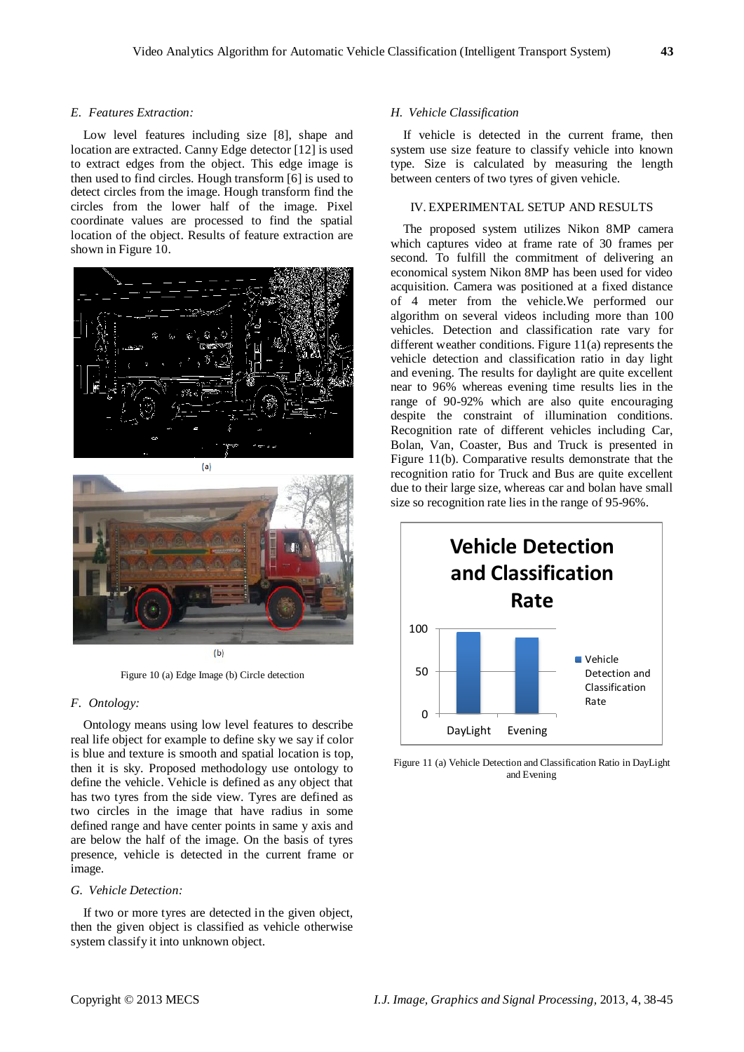### E. Features Extraction:

Low level features including size [8], shape and location are extracted. Canny Edge detector [12] is used to extract edges from the object. This edge image is then used to find circles. Hough transform [6] is used to detect circles from the image. Hough transform find the circles from the lower half of the image. Pixel coordinate values are processed to find the spatial location of the object. Results of feature extraction are shown in Figure 10.

(a)

(b)

Figure 10 (a) Edge Image (b) Circle detection

### F. Ontology:

Ontology means using low level features to describe real life object for example to define sky we say if color is blue and texture is smooth and spatial location is top, then it is sky. Proposed methodology use ontology to define the vehicle. Vehicle is defined as any object that has two tyres from the side view. Tyres are defined as two circles in the image that have radius in some defined range and have center points in same y axis and are below the half of the image. On the basis of tyres presence, vehicle is detected in the current frame or image.

### G. Vehicle Detection:

If two or more tyres are detected in the given object, then the given object is classified as vehicle otherwise system classify it into unknown object.

### H. Vehicle Classification

If vehicle is detected in the current frame, then system use size feature to classify vehicle into known type. Size is calculated by measuring the length between centers of two tyres of given vehicle.

## IV. EXPERIMENTAL SETUP AND RESULTS

The proposed system utilizes Nikon 8MP camera which captures video at frame rate of 30 frames per second. To fulfill the commitment of delivering an economical system Nikon 8MP has been used for video acquisition. Camera was positioned at a fixed distance of 4 meter from the vehicle.We performed our algorithm on several videos including more than 100 vehicles. Detection and classification rate vary for different weather conditions. Figure 11(a) represents the vehicle detection and classification ratio in day light and evening. The results for daylight are quite excellent near to 96% whereas evening time results lies in the range of 90-92% which are also quite encouraging despite the constraint of illumination conditions. Recognition rate of different vehicles including Car, Bolan, Van, Coaster, Bus and Truck is presented in Figure 11(b). Comparative results demonstrate that the recognition ratio for Truck and Bus are quite excellent due to their large size, whereas car and bolan have small size so recognition rate lies in the range of 95-96%.

**Vehicle Detection and Classification Rate**

100

50

0

DayLight Evening

Vehicle Detection and Classification Rate

Figure 11 (a) Vehicle Detection and Classification Ratio in DayLight and Evening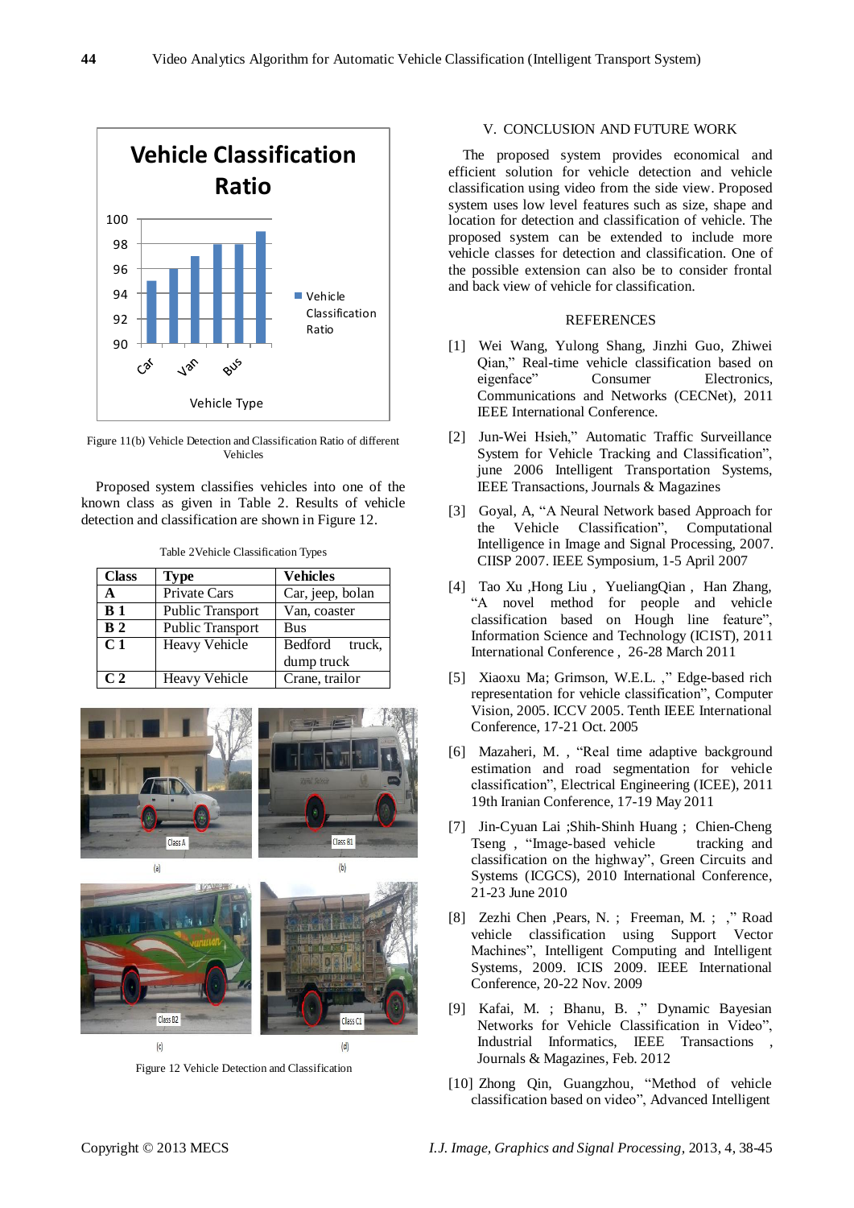Figure 11(b) Vehicle Detection and Classification Ratio of different Vehicles

Proposed system classifies vehicles into one of the known class as given in Table 2. Results of vehicle detection and classification are shown in Figure 12.

Table 2Vehicle Classification Types

| Class | Type | Vehicles |
|---|---|---|
| A | Private Cars | Car, jeep, bolan |
| B 1 | Public Transport | Van, coaster |
| B 2 | Public Transport | Bus |
| C 1 | Heavy Vehicle | Bedford truck, dump truck |
| C 2 | Heavy Vehicle | Crane, trailor |

Figure 12 Vehicle Detection and Classification

## V. CONCLUSION AND FUTURE WORK

The proposed system provides economical and efficient solution for vehicle detection and vehicle classification using video from the side view. Proposed system uses low level features such as size, shape and location for detection and classification of vehicle. The proposed system can be extended to include more vehicle classes for detection and classification. One of the possible extension can also be to consider frontal and back view of vehicle for classification.

## REFERENCES

[1] Wei Wang, Yulong Shang, Jinzhi Guo, Zhiwei Qian," Real-time vehicle classification based on eigenface" Consumer Electronics, Communications and Networks (CECNet), 2011 IEEE International Conference.

[2] Jun-Wei Hsieh," Automatic Traffic Surveillance System for Vehicle Tracking and Classification", june 2006 Intelligent Transportation Systems, IEEE Transactions, Journals & Magazines

[3] Goyal, A, "A Neural Network based Approach for the Vehicle Classification", Computational Intelligence in Image and Signal Processing, 2007. CIISP 2007. IEEE Symposium, 1-5 April 2007

[4] Tao Xu ,Hong Liu , YueliangQian , Han Zhang, "A novel method for people and vehicle classification based on Hough line feature", Information Science and Technology (ICIST), 2011 International Conference , 26-28 March 2011

[5] Xiaoxu Ma; Grimson, W.E.L. ," Edge-based rich representation for vehicle classification", Computer Vision, 2005. ICCV 2005. Tenth IEEE International Conference, 17-21 Oct. 2005

[6] Mazaheri, M. , "Real time adaptive background estimation and road segmentation for vehicle classification", Electrical Engineering (ICEE), 2011 19th Iranian Conference, 17-19 May 2011

[7] Jin-Cyuan Lai ;Shih-Shinh Huang ; Chien-Cheng Tseng , "Image-based vehicle tracking and classification on the highway", Green Circuits and Systems (ICGCS), 2010 International Conference, 21-23 June 2010

[8] Zezhi Chen ,Pears, N. ; Freeman, M. ; ," Road vehicle classification using Support Vector Machines", Intelligent Computing and Intelligent Systems, 2009. ICIS 2009. IEEE International Conference, 20-22 Nov. 2009

[9] Kafai, M. ; Bhanu, B. ," Dynamic Bayesian Networks for Vehicle Classification in Video", Industrial Informatics, IEEE Transactions , Journals & Magazines, Feb. 2012

[10] Zhong Qin, Guangzhou, "Method of vehicle classification based on video", Advanced Intelligent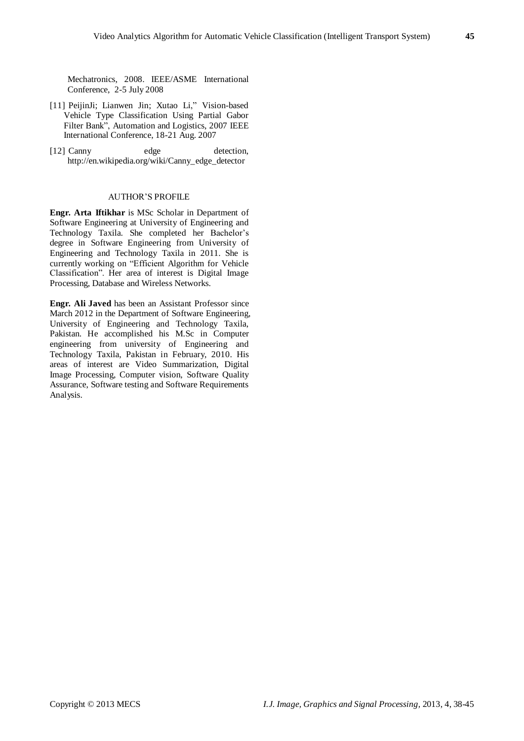Mechatronics, 2008. IEEE/ASME International Conference, 2-5 July 2008

[11] PeijinJi; Lianwen Jin; Xutao Li," Vision-based Vehicle Type Classification Using Partial Gabor Filter Bank", Automation and Logistics, 2007 IEEE International Conference, 18-21 Aug. 2007

[12] Canny edge detection, http://en.wikipedia.org/wiki/Canny_edge_detector

## AUTHOR'S PROFILE

**Engr. Arta Iftikhar** is MSc Scholar in Department of Software Engineering at University of Engineering and Technology Taxila. She completed her Bachelor's degree in Software Engineering from University of Engineering and Technology Taxila in 2011. She is currently working on "Efficient Algorithm for Vehicle Classification". Her area of interest is Digital Image Processing, Database and Wireless Networks.

**Engr. Ali Javed** has been an Assistant Professor since March 2012 in the Department of Software Engineering, University of Engineering and Technology Taxila, Pakistan. He accomplished his M.Sc in Computer engineering from university of Engineering and Technology Taxila, Pakistan in February, 2010. His areas of interest are Video Summarization, Digital Image Processing, Computer vision, Software Quality Assurance, Software testing and Software Requirements Analysis.